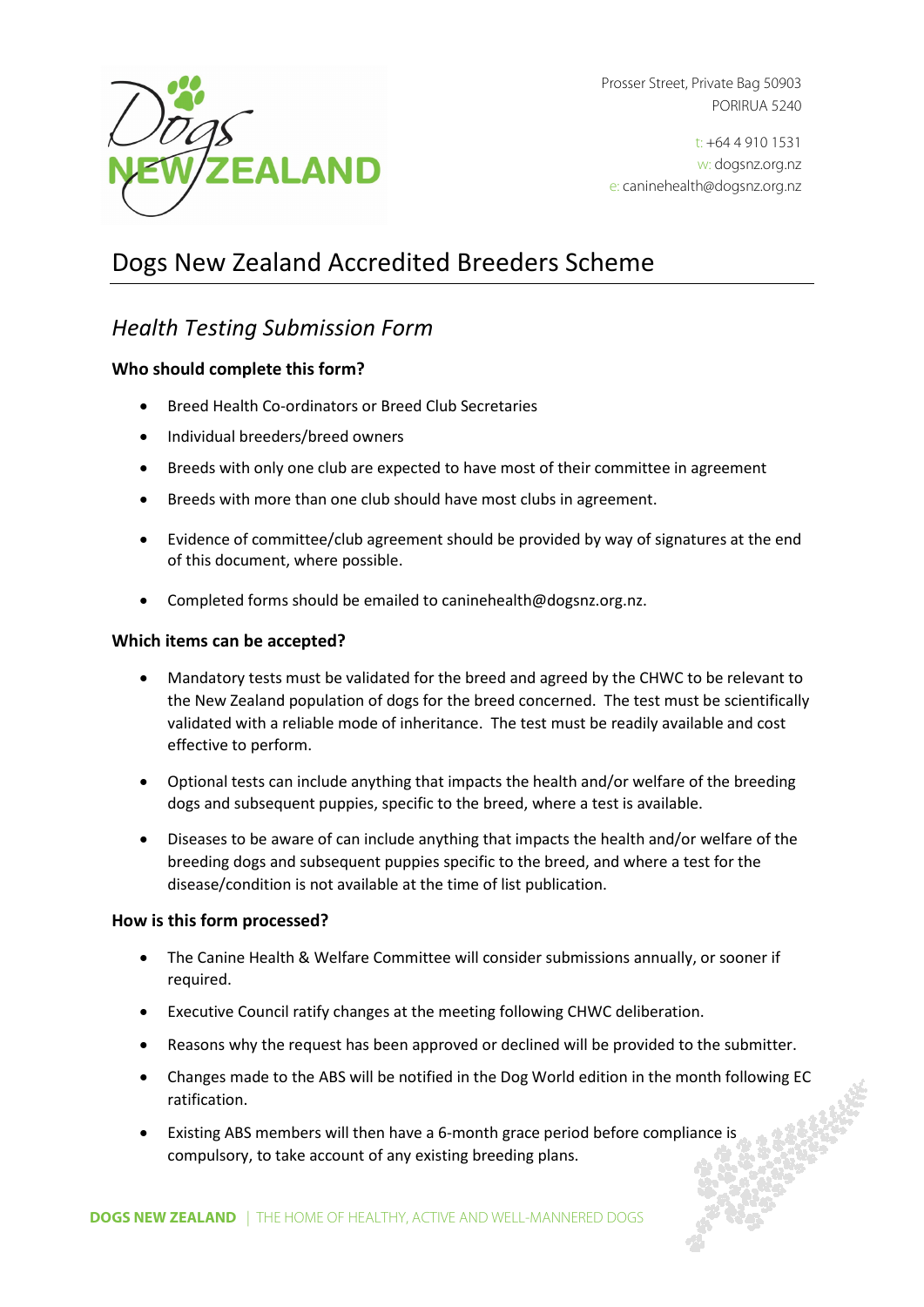Prosser Street, Private Bag 50903
PORIRUA 5240

t: +64 4 910 1531
w: dogsnz.org.nz
e: caninehealth@dogsnz.org.nz

# Dogs New Zealand Accredited Breeders Scheme

## *Health Testing Submission Form*

### Who should complete this form?

- Breed Health Co-ordinators or Breed Club Secretaries
- Individual breeders/breed owners
- Breeds with only one club are expected to have most of their committee in agreement
- Breeds with more than one club should have most clubs in agreement.
- Evidence of committee/club agreement should be provided by way of signatures at the end of this document, where possible.
- Completed forms should be emailed to caninehealth@dogsnz.org.nz.

### Which items can be accepted?

- Mandatory tests must be validated for the breed and agreed by the CHWC to be relevant to the New Zealand population of dogs for the breed concerned. The test must be scientifically validated with a reliable mode of inheritance. The test must be readily available and cost effective to perform.
- Optional tests can include anything that impacts the health and/or welfare of the breeding dogs and subsequent puppies, specific to the breed, where a test is available.
- Diseases to be aware of can include anything that impacts the health and/or welfare of the breeding dogs and subsequent puppies specific to the breed, and where a test for the disease/condition is not available at the time of list publication.

### How is this form processed?

- The Canine Health & Welfare Committee will consider submissions annually, or sooner if required.
- Executive Council ratify changes at the meeting following CHWC deliberation.
- Reasons why the request has been approved or declined will be provided to the submitter.
- Changes made to the ABS will be notified in the Dog World edition in the month following EC ratification.
- Existing ABS members will then have a 6-month grace period before compliance is compulsory, to take account of any existing breeding plans.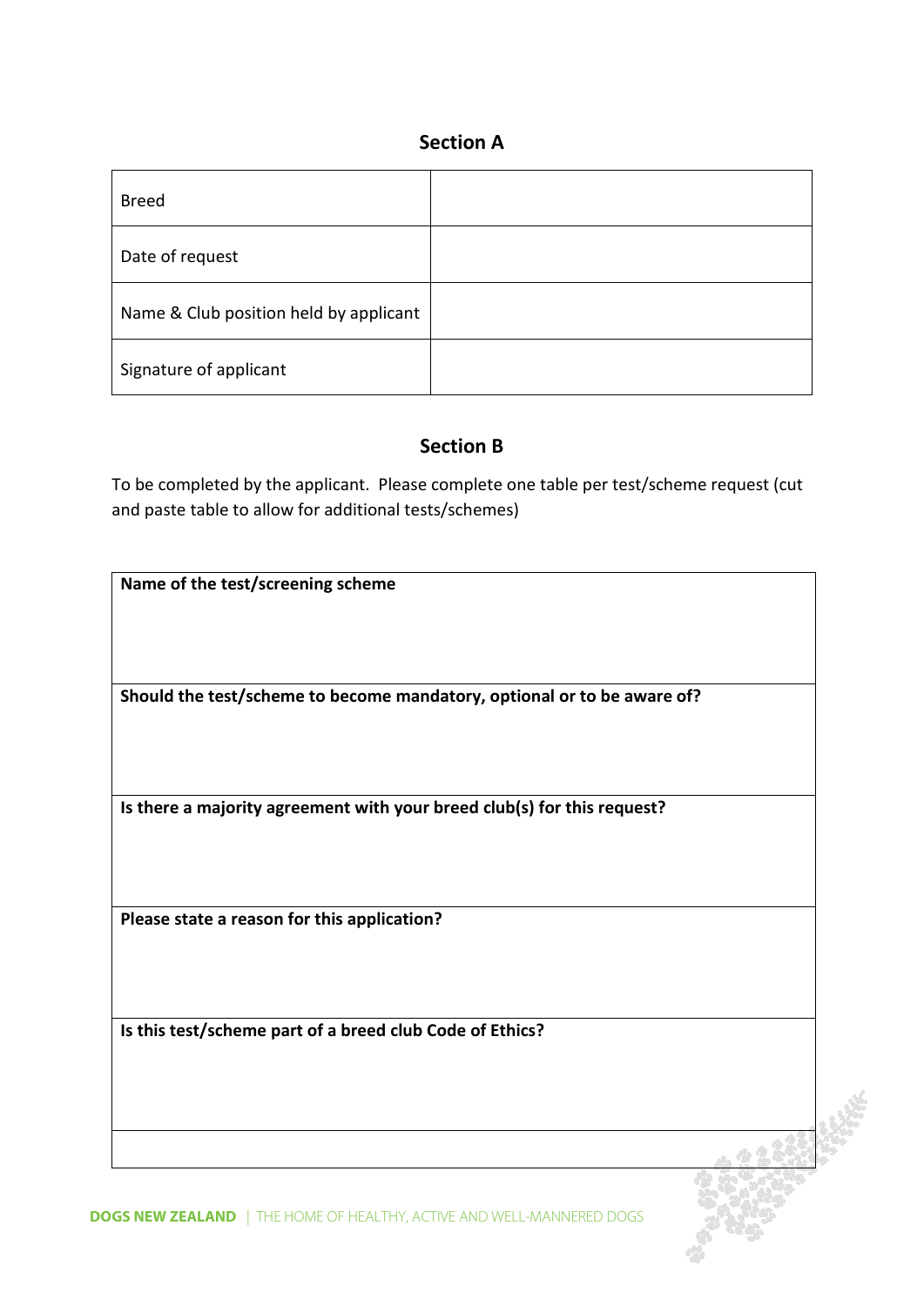## Section A

| Breed | |
|---|---|
| Date of request | |
| Name & Club position held by applicant | |
| Signature of applicant | |

## Section B

To be completed by the applicant. Please complete one table per test/scheme request (cut and paste table to allow for additional tests/schemes)

| **Name of the test/screening scheme** |
|---|
| **Should the test/scheme to become mandatory, optional or to be aware of?** |
| **Is there a majority agreement with your breed club(s) for this request?** |
| **Please state a reason for this application?** |
| **Is this test/scheme part of a breed club Code of Ethics?** |
| |

**DOGS NEW ZEALAND** | THE HOME OF HEALTHY, ACTIVE AND WELL-MANNERED DOGS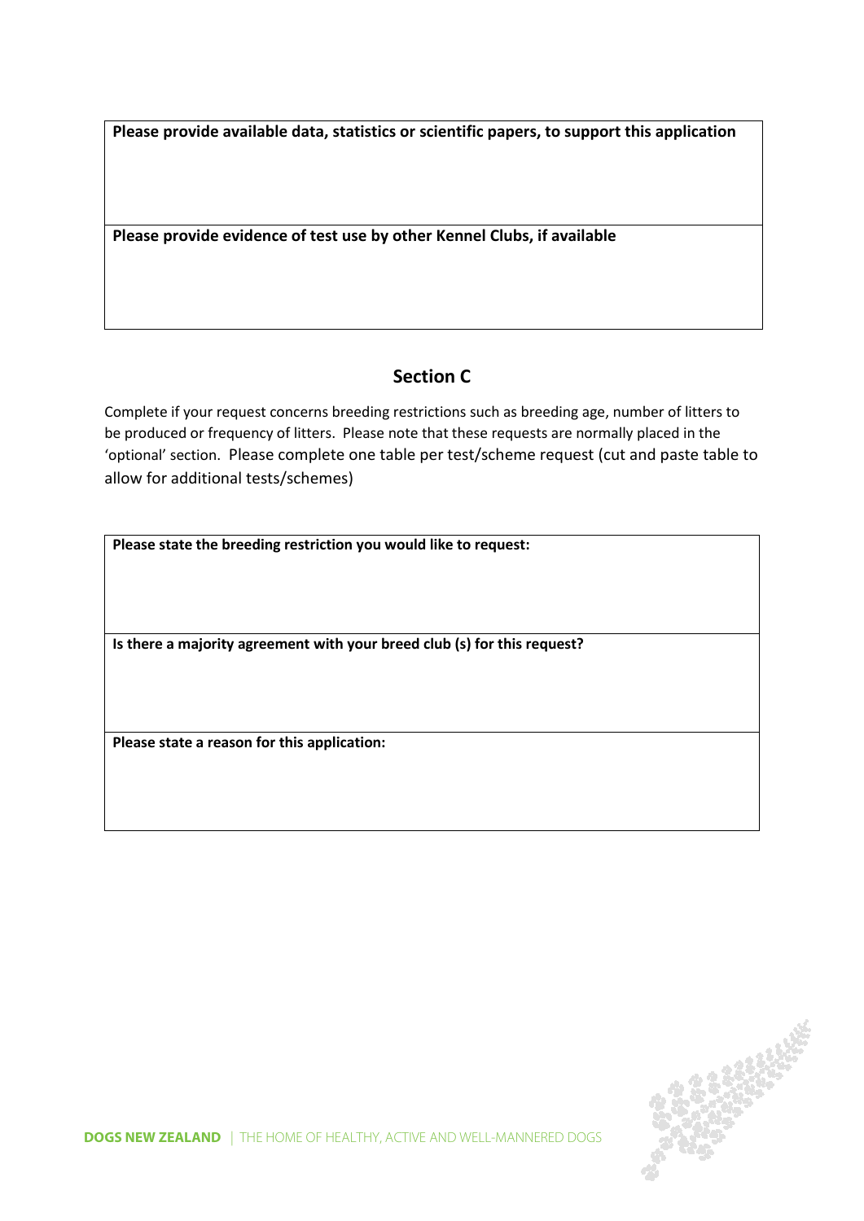| Please provide available data, statistics or scientific papers, to support this application |
| --- |
| |
| **Please provide evidence of test use by other Kennel Clubs, if available** |
| |

## Section C

Complete if your request concerns breeding restrictions such as breeding age, number of litters to be produced or frequency of litters. Please note that these requests are normally placed in the 'optional' section. Please complete one table per test/scheme request (cut and paste table to allow for additional tests/schemes)

| Please state the breeding restriction you would like to request: |
| --- |
| |
| **Is there a majority agreement with your breed club (s) for this request?** |
| |
| **Please state a reason for this application:** |
| |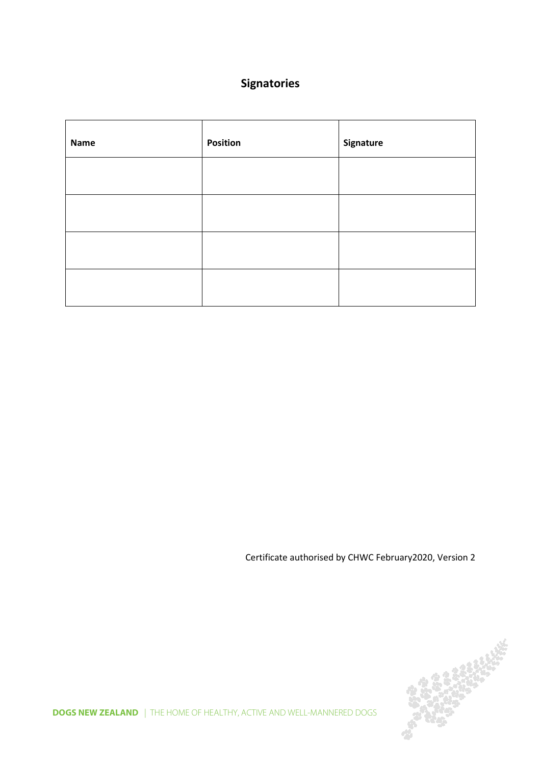## Signatories

| Name | Position | Signature |
|---|---|---|
| | | |
| | | |
| | | |
| | | |

Certificate authorised by CHWC February2020, Version 2